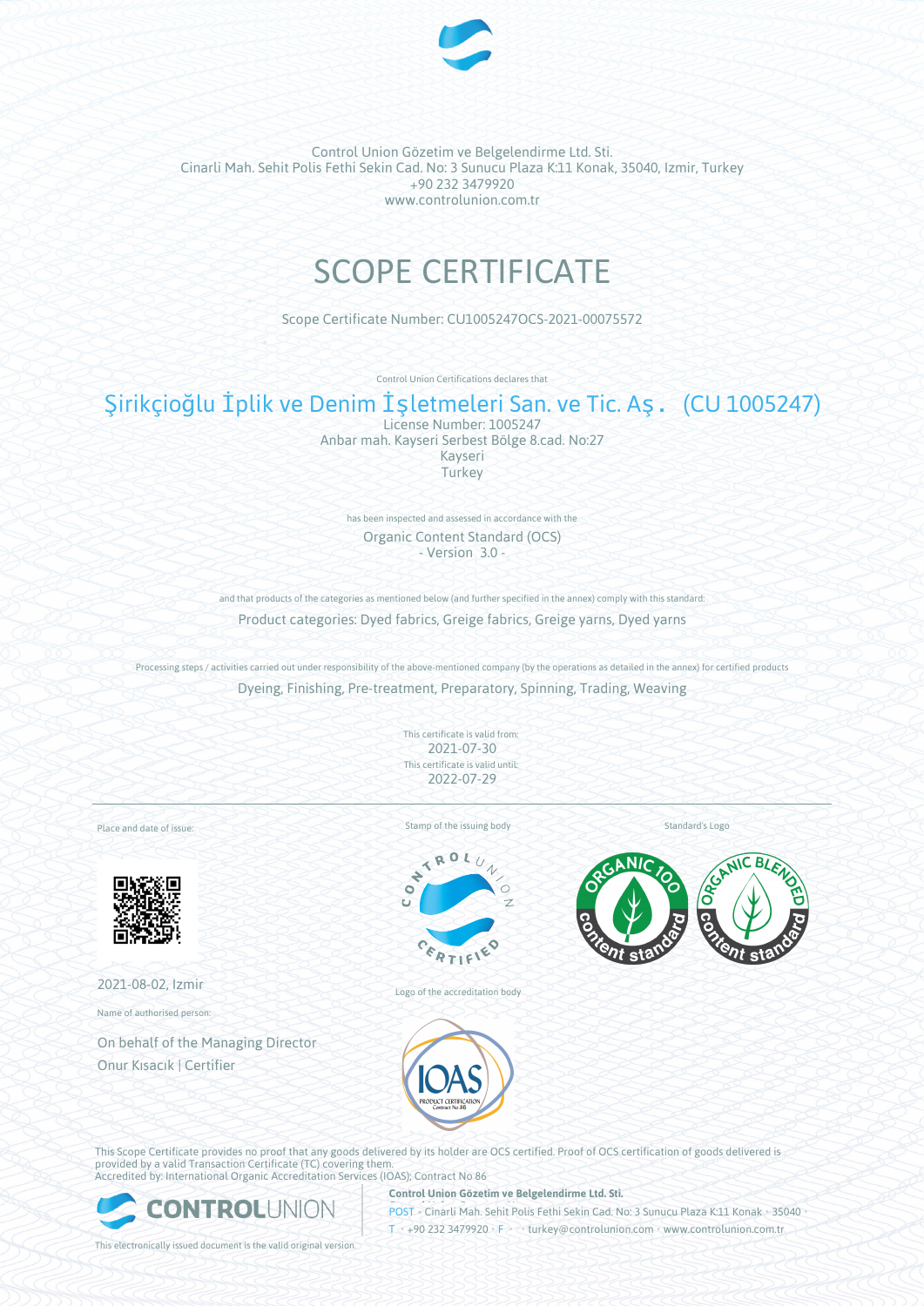Control Union Gözetim ve Belgelendirme Ltd. Sti.
Cinarli Mah. Sehit Polis Fethi Sekin Cad. No: 3 Sunucu Plaza K:11 Konak, 35040, Izmir, Turkey
+90 232 3479920
www.controlunion.com.tr

# SCOPE CERTIFICATE

Scope Certificate Number: CU1005247OCS-2021-00075572

Control Union Certifications declares that

## Şirikçioğlu İplik ve Denim İşletmeleri San. ve Tic. Aş. (CU 1005247)

License Number: 1005247
Anbar mah. Kayseri Serbest Bölge 8.cad. No:27
Kayseri
Turkey

has been inspected and assessed in accordance with the

Organic Content Standard (OCS)
- Version 3.0 -

and that products of the categories as mentioned below (and further specified in the annex) comply with this standard:

Product categories: Dyed fabrics, Greige fabrics, Greige yarns, Dyed yarns

Processing steps / activities carried out under responsibility of the above-mentioned company (by the operations as detailed in the annex) for certified products

Dyeing, Finishing, Pre-treatment, Preparatory, Spinning, Trading, Weaving

This certificate is valid from:
2021-07-30
This certificate is valid until:
2022-07-29

Place and date of issue:

2021-08-02, Izmir

Name of authorised person:

On behalf of the Managing Director
Onur Kısacık | Certifier

Stamp of the issuing body

Logo of the accreditation body

Standard's Logo

This Scope Certificate provides no proof that any goods delivered by its holder are OCS certified. Proof of OCS certification of goods delivered is provided by a valid Transaction Certificate (TC) covering them.
Accredited by: International Organic Accreditation Services (IOAS); Contract No 86

**Control Union Gözetim ve Belgelendirme Ltd. Sti.**
POST • Cinarli Mah. Sehit Polis Fethi Sekin Cad. No: 3 Sunucu Plaza K:11 Konak • 35040 •
T • +90 232 3479920 • F • • turkey@controlunion.com • www.controlunion.com.tr

This electronically issued document is the valid original version.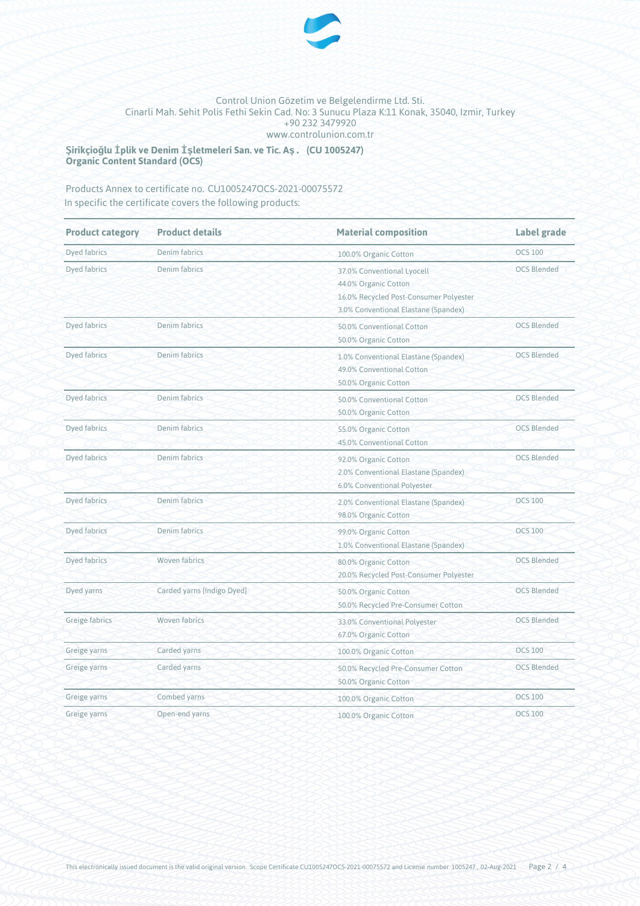Control Union Gözetim ve Belgelendirme Ltd. Sti.
Cinarli Mah. Sehit Polis Fethi Sekin Cad. No: 3 Sunucu Plaza K:11 Konak, 35040, Izmir, Turkey
+90 232 3479920
www.controlunion.com.tr

**Şirikçioğlu İplik ve Denim İşletmeleri San. ve Tic. Aş . (CU 1005247)**
**Organic Content Standard (OCS)**

Products Annex to certificate no. CU1005247OCS-2021-00075572
In specific the certificate covers the following products:

| Product category | Product details | Material composition | Label grade |
|---|---|---|---|
| Dyed fabrics | Denim fabrics | 100.0% Organic Cotton | OCS 100 |
| Dyed fabrics | Denim fabrics | 37.0% Conventional Lyocell<br>44.0% Organic Cotton<br>16.0% Recycled Post-Consumer Polyester<br>3.0% Conventional Elastane (Spandex) | OCS Blended |
| Dyed fabrics | Denim fabrics | 50.0% Conventional Cotton<br>50.0% Organic Cotton | OCS Blended |
| Dyed fabrics | Denim fabrics | 1.0% Conventional Elastane (Spandex)<br>49.0% Conventional Cotton<br>50.0% Organic Cotton | OCS Blended |
| Dyed fabrics | Denim fabrics | 50.0% Conventional Cotton<br>50.0% Organic Cotton | OCS Blended |
| Dyed fabrics | Denim fabrics | 55.0% Organic Cotton<br>45.0% Conventional Cotton | OCS Blended |
| Dyed fabrics | Denim fabrics | 92.0% Organic Cotton<br>2.0% Conventional Elastane (Spandex)<br>6.0% Conventional Polyester | OCS Blended |
| Dyed fabrics | Denim fabrics | 2.0% Conventional Elastane (Spandex)<br>98.0% Organic Cotton | OCS 100 |
| Dyed fabrics | Denim fabrics | 99.0% Organic Cotton<br>1.0% Conventional Elastane (Spandex) | OCS 100 |
| Dyed fabrics | Woven fabrics | 80.0% Organic Cotton<br>20.0% Recycled Post-Consumer Polyester | OCS Blended |
| Dyed yarns | Carded yarns [Indigo Dyed] | 50.0% Organic Cotton<br>50.0% Recycled Pre-Consumer Cotton | OCS Blended |
| Greige fabrics | Woven fabrics | 33.0% Conventional Polyester<br>67.0% Organic Cotton | OCS Blended |
| Greige yarns | Carded yarns | 100.0% Organic Cotton | OCS 100 |
| Greige yarns | Carded yarns | 50.0% Recycled Pre-Consumer Cotton<br>50.0% Organic Cotton | OCS Blended |
| Greige yarns | Combed yarns | 100.0% Organic Cotton | OCS 100 |
| Greige yarns | Open-end yarns | 100.0% Organic Cotton | OCS 100 |

This electronically issued document is the valid original version. Scope Certificate CU1005247OCS-2021-00075572 and License number 1005247, 02-Aug-2021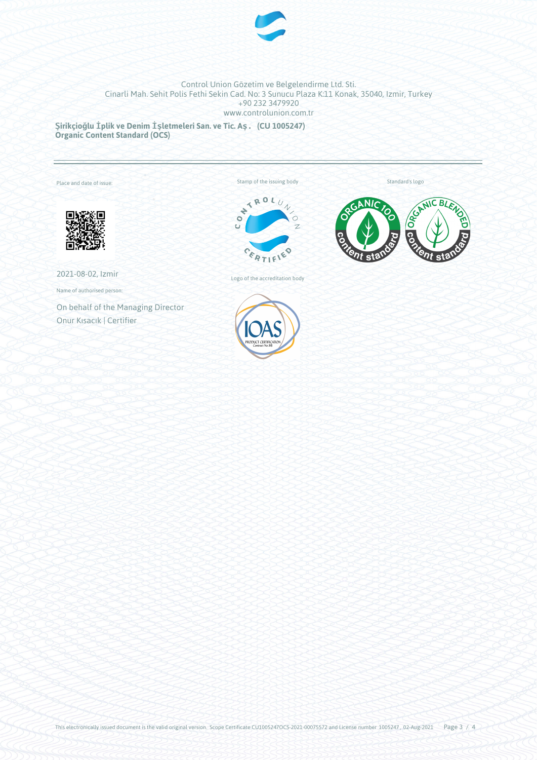Control Union Gözetim ve Belgelendirme Ltd. Sti.
Cinarli Mah. Sehit Polis Fethi Sekin Cad. No: 3 Sunucu Plaza K:11 Konak, 35040, Izmir, Turkey
+90 232 3479920
www.controlunion.com.tr

**Şirikçioğlu İplik ve Denim İşletmeleri San. ve Tic. Aş. (CU 1005247)**
**Organic Content Standard (OCS)**

---

Place and date of issue:

2021-08-02, Izmir

Name of authorised person:

On behalf of the Managing Director
Onur Kısacık | Certifier

Stamp of the issuing body

Logo of the accreditation body

Standard's logo

This electronically issued document is the valid original version. Scope Certificate CU1005247OCS-2021-00075572 and License number 1005247, 02-Aug-2021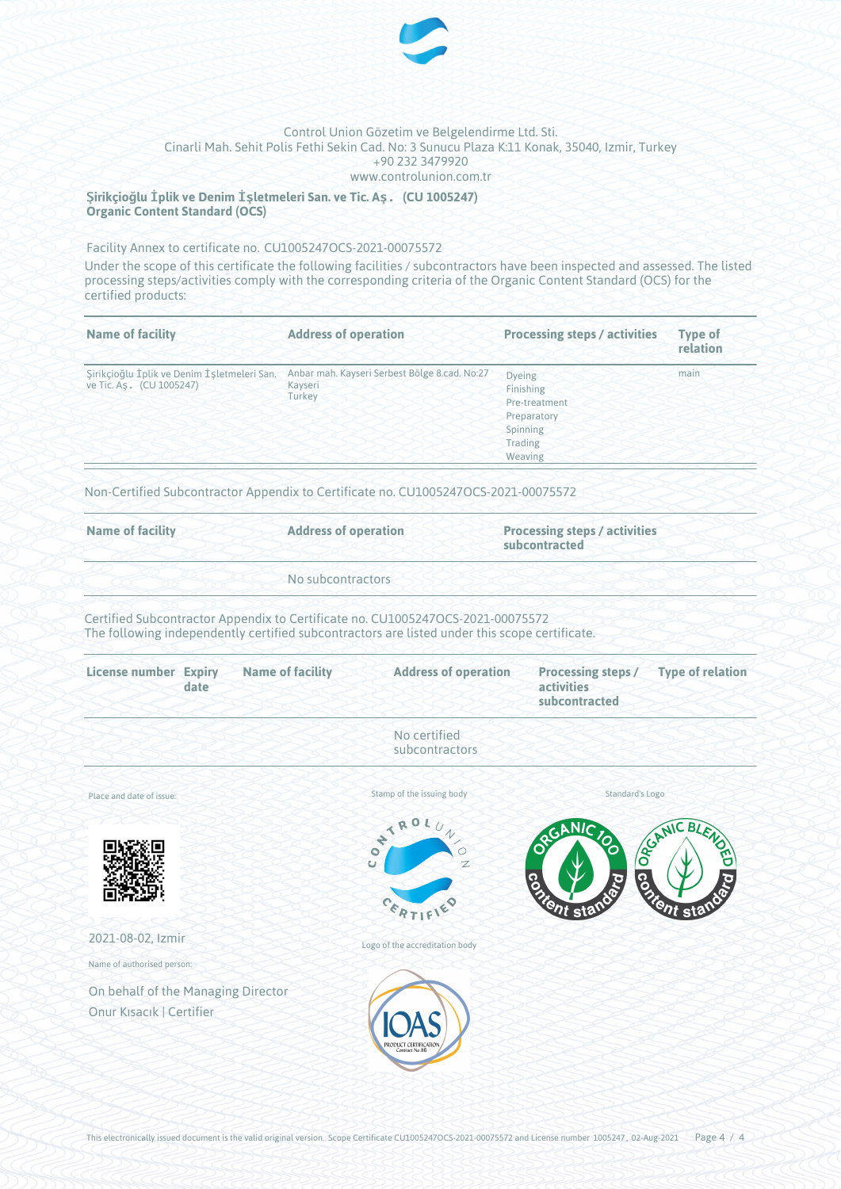Control Union Gözetim ve Belgelendirme Ltd. Sti.
Cinarli Mah. Sehit Polis Fethi Sekin Cad. No: 3 Sunucu Plaza K:11 Konak, 35040, Izmir, Turkey
+90 232 3479920
www.controlunion.com.tr

**Şirikçioğlu İplik ve Denim İşletmeleri San. ve Tic. Aş. (CU 1005247)**
**Organic Content Standard (OCS)**

Facility Annex to certificate no. CU1005247OCS-2021-00075572

Under the scope of this certificate the following facilities / subcontractors have been inspected and assessed. The listed processing steps/activities comply with the corresponding criteria of the Organic Content Standard (OCS) for the certified products:

| Name of facility | Address of operation | Processing steps / activities | Type of relation |
|---|---|---|---|
| Şirikçioğlu İplik ve Denim İşletmeleri San. ve Tic. Aş. (CU 1005247) | Anbar mah. Kayseri Serbest Bölge 8.cad. No:27<br>Kayseri<br>Turkey | Dyeing<br>Finishing<br>Pre-treatment<br>Preparatory<br>Spinning<br>Trading<br>Weaving | main |

Non-Certified Subcontractor Appendix to Certificate no. CU1005247OCS-2021-00075572

| Name of facility | Address of operation | Processing steps / activities subcontracted |
|---|---|---|
| | No subcontractors | |

Certified Subcontractor Appendix to Certificate no. CU1005247OCS-2021-00075572
The following independently certified subcontractors are listed under this scope certificate.

| License number | Expiry date | Name of facility | Address of operation | Processing steps / activities subcontracted | Type of relation |
|---|---|---|---|---|---|
| | | | No certified subcontractors | | |

Place and date of issue:

2021-08-02, Izmir

Name of authorised person:

On behalf of the Managing Director
Onur Kısacık | Certifier

Stamp of the issuing body

Logo of the accreditation body

Standard's Logo

This electronically issued document is the valid original version. Scope Certificate CU1005247OCS-2021-00075572 and License number 1005247, 02-Aug-2021